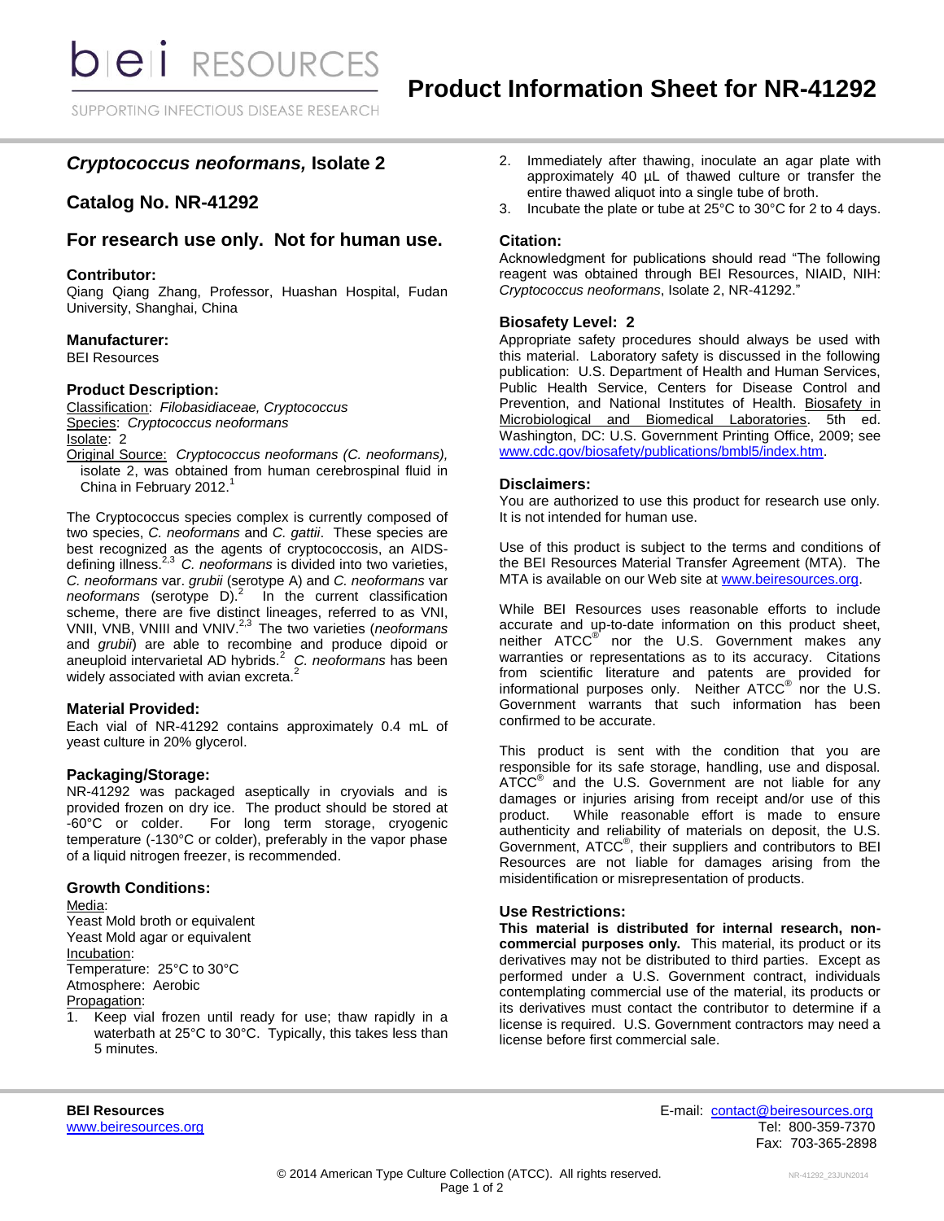# Product Information Sheet for NR-41292

## *Cryptococcus neoformans,* Isolate 2

## Catalog No. NR-41292

## For research use only. Not for human use.

### Contributor:

Qiang Qiang Zhang, Professor, Huashan Hospital, Fudan University, Shanghai, China

### Manufacturer:

BEI Resources

### Product Description:

Classification: *Filobasidiaceae, Cryptococcus*
Species: *Cryptococcus neoformans*
Isolate: 2
Original Source: *Cryptococcus neoformans (C. neoformans),* isolate 2, was obtained from human cerebrospinal fluid in China in February 2012.[1]

The Cryptococcus species complex is currently composed of two species, *C. neoformans* and *C. gattii*. These species are best recognized as the agents of cryptococcosis, an AIDS-defining illness.[2,3] *C. neoformans* is divided into two varieties, *C. neoformans* var. *grubii* (serotype A) and *C. neoformans* var *neoformans* (serotype D).[2] In the current classification scheme, there are five distinct lineages, referred to as VNI, VNII, VNB, VNIII and VNIV.[2,3] The two varieties (*neoformans* and *grubii*) are able to recombine and produce dipoid or aneuploid intervarietal AD hybrids.[2] *C. neoformans* has been widely associated with avian excreta.[2]

### Material Provided:

Each vial of NR-41292 contains approximately 0.4 mL of yeast culture in 20% glycerol.

### Packaging/Storage:

NR-41292 was packaged aseptically in cryovials and is provided frozen on dry ice. The product should be stored at -60°C or colder. For long term storage, cryogenic temperature (-130°C or colder), preferably in the vapor phase of a liquid nitrogen freezer, is recommended.

### Growth Conditions:

Media:
Yeast Mold broth or equivalent
Yeast Mold agar or equivalent
Incubation:
Temperature: 25°C to 30°C
Atmosphere: Aerobic
Propagation:

1. Keep vial frozen until ready for use; thaw rapidly in a waterbath at 25°C to 30°C. Typically, this takes less than 5 minutes.
2. Immediately after thawing, inoculate an agar plate with approximately 40 µL of thawed culture or transfer the entire thawed aliquot into a single tube of broth.
3. Incubate the plate or tube at 25°C to 30°C for 2 to 4 days.

### Citation:

Acknowledgment for publications should read "The following reagent was obtained through BEI Resources, NIAID, NIH: *Cryptococcus neoformans*, Isolate 2, NR-41292."

### Biosafety Level: 2

Appropriate safety procedures should always be used with this material. Laboratory safety is discussed in the following publication: U.S. Department of Health and Human Services, Public Health Service, Centers for Disease Control and Prevention, and National Institutes of Health. Biosafety in Microbiological and Biomedical Laboratories. 5th ed. Washington, DC: U.S. Government Printing Office, 2009; see www.cdc.gov/biosafety/publications/bmbl5/index.htm.

### Disclaimers:

You are authorized to use this product for research use only. It is not intended for human use.

Use of this product is subject to the terms and conditions of the BEI Resources Material Transfer Agreement (MTA). The MTA is available on our Web site at www.beiresources.org.

While BEI Resources uses reasonable efforts to include accurate and up-to-date information on this product sheet, neither ATCC® nor the U.S. Government makes any warranties or representations as to its accuracy. Citations from scientific literature and patents are provided for informational purposes only. Neither ATCC® nor the U.S. Government warrants that such information has been confirmed to be accurate.

This product is sent with the condition that you are responsible for its safe storage, handling, use and disposal. ATCC® and the U.S. Government are not liable for any damages or injuries arising from receipt and/or use of this product. While reasonable effort is made to ensure authenticity and reliability of materials on deposit, the U.S. Government, ATCC®, their suppliers and contributors to BEI Resources are not liable for damages arising from the misidentification or misrepresentation of products.

### Use Restrictions:

**This material is distributed for internal research, non-commercial purposes only.** This material, its product or its derivatives may not be distributed to third parties. Except as performed under a U.S. Government contract, individuals contemplating commercial use of the material, its products or its derivatives must contact the contributor to determine if a license is required. U.S. Government contractors may need a license before first commercial sale.

**BEI Resources**
www.beiresources.org

E-mail: contact@beiresources.org
Tel: 800-359-7370
Fax: 703-365-2898

© 2014 American Type Culture Collection (ATCC). All rights reserved.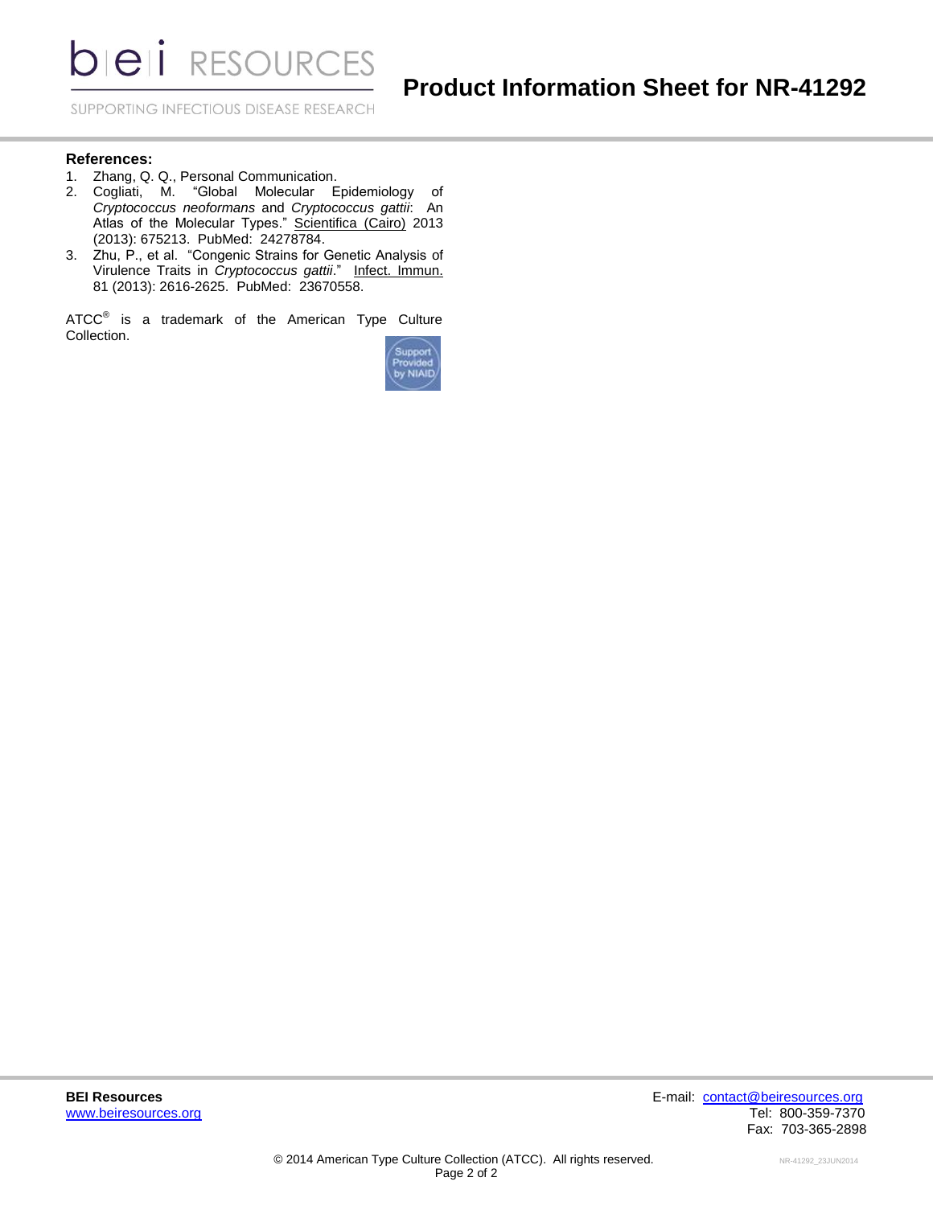### References:

1. Zhang, Q. Q., Personal Communication.
2. Cogliati, M. "Global Molecular Epidemiology of *Cryptococcus neoformans* and *Cryptococcus gattii*: An Atlas of the Molecular Types." Scientifica (Cairo) 2013 (2013): 675213. PubMed: 24278784.
3. Zhu, P., et al. "Congenic Strains for Genetic Analysis of Virulence Traits in *Cryptococcus gattii*." Infect. Immun. 81 (2013): 2616-2625. PubMed: 23670558.

ATCC® is a trademark of the American Type Culture Collection.

Support Provided by NIAID

**BEI Resources**
www.beiresources.org

E-mail: contact@beiresources.org
Tel: 800-359-7370
Fax: 703-365-2898

© 2014 American Type Culture Collection (ATCC). All rights reserved.

NR-41292_23JUN2014